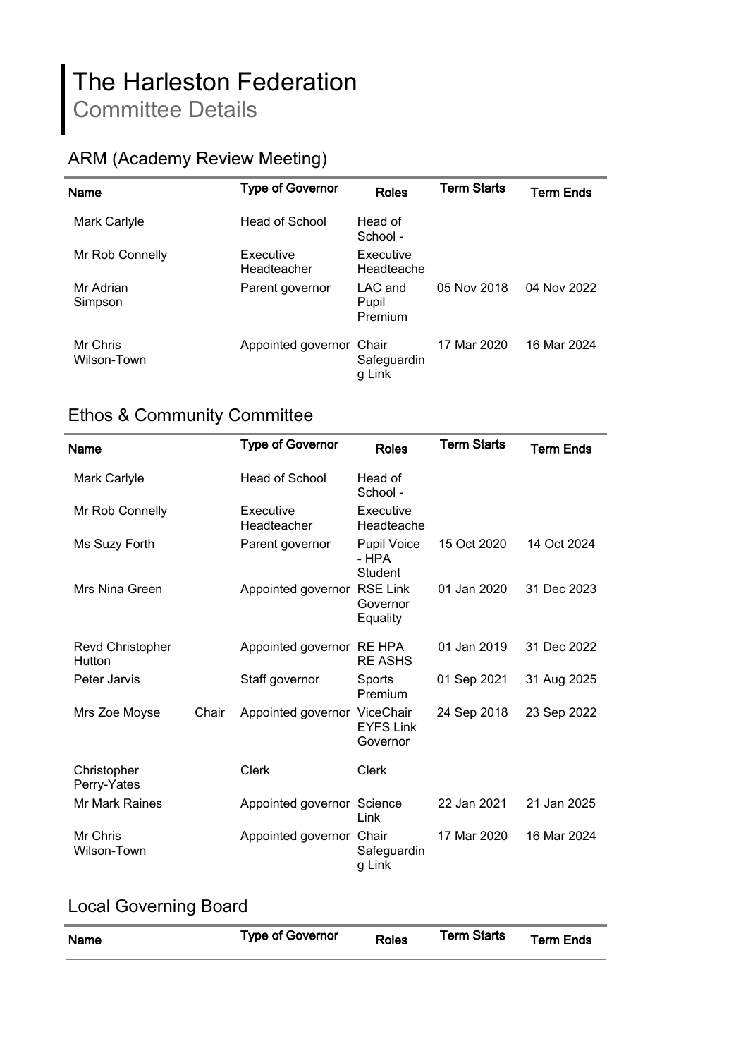# The Harleston Federation

Committee Details

## ARM (Academy Review Meeting)

| Name | | Type of Governor | Roles | Term Starts | Term Ends |
|---|---|---|---|---|---|
| Mark Carlyle | | Head of School | Head of School - | | |
| Mr Rob Connelly | | Executive Headteacher | Executive Headteache | | |
| Mr Adrian Simpson | | Parent governor | LAC and Pupil Premium | 05 Nov 2018 | 04 Nov 2022 |
| Mr Chris Wilson-Town | | Appointed governor | Chair Safeguarding Link | 17 Mar 2020 | 16 Mar 2024 |

## Ethos & Community Committee

| Name | | Type of Governor | Roles | Term Starts | Term Ends |
|---|---|---|---|---|---|
| Mark Carlyle | | Head of School | Head of School - | | |
| Mr Rob Connelly | | Executive Headteacher | Executive Headteache | | |
| Ms Suzy Forth | | Parent governor | Pupil Voice - HPA Student | 15 Oct 2020 | 14 Oct 2024 |
| Mrs Nina Green | | Appointed governor | RSE Link Governor Equality | 01 Jan 2020 | 31 Dec 2023 |
| Revd Christopher Hutton | | Appointed governor | RE HPA RE ASHS | 01 Jan 2019 | 31 Dec 2022 |
| Peter Jarvis | | Staff governor | Sports Premium | 01 Sep 2021 | 31 Aug 2025 |
| Mrs Zoe Moyse | Chair | Appointed governor | ViceChair EYFS Link Governor | 24 Sep 2018 | 23 Sep 2022 |
| Christopher Perry-Yates | | Clerk | Clerk | | |
| Mr Mark Raines | | Appointed governor | Science Link | 22 Jan 2021 | 21 Jan 2025 |
| Mr Chris Wilson-Town | | Appointed governor | Chair Safeguarding Link | 17 Mar 2020 | 16 Mar 2024 |

## Local Governing Board

| Name | | Type of Governor | Roles | Term Starts | Term Ends |
|---|---|---|---|---|---|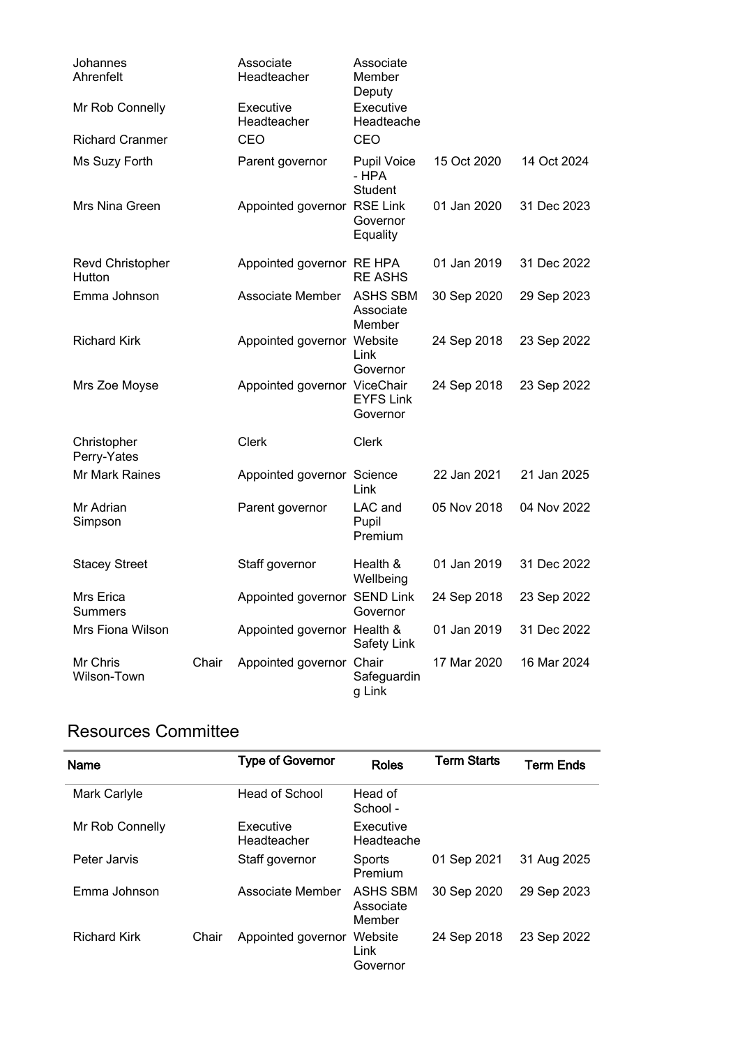| Name | | Type of Governor | Roles | Term Starts | Term Ends |
|---|---|---|---|---|---|
| Johannes Ahrenfelt | | Associate Headteacher | Associate Member Deputy | | |
| Mr Rob Connelly | | Executive Headteacher | Executive Headteache | | |
| Richard Cranmer | | CEO | CEO | | |
| Ms Suzy Forth | | Parent governor | Pupil Voice - HPA Student | 15 Oct 2020 | 14 Oct 2024 |
| Mrs Nina Green | | Appointed governor | RSE Link Governor Equality | 01 Jan 2020 | 31 Dec 2023 |
| Revd Christopher Hutton | | Appointed governor | RE HPA RE ASHS | 01 Jan 2019 | 31 Dec 2022 |
| Emma Johnson | | Associate Member | ASHS SBM Associate Member | 30 Sep 2020 | 29 Sep 2023 |
| Richard Kirk | | Appointed governor | Website Link Governor | 24 Sep 2018 | 23 Sep 2022 |
| Mrs Zoe Moyse | | Appointed governor | ViceChair EYFS Link Governor | 24 Sep 2018 | 23 Sep 2022 |
| Christopher Perry-Yates | | Clerk | Clerk | | |
| Mr Mark Raines | | Appointed governor | Science Link | 22 Jan 2021 | 21 Jan 2025 |
| Mr Adrian Simpson | | Parent governor | LAC and Pupil Premium | 05 Nov 2018 | 04 Nov 2022 |
| Stacey Street | | Staff governor | Health & Wellbeing | 01 Jan 2019 | 31 Dec 2022 |
| Mrs Erica Summers | | Appointed governor | SEND Link Governor | 24 Sep 2018 | 23 Sep 2022 |
| Mrs Fiona Wilson | | Appointed governor | Health & Safety Link | 01 Jan 2019 | 31 Dec 2022 |
| Mr Chris Wilson-Town | Chair | Appointed governor | Chair Safeguardin g Link | 17 Mar 2020 | 16 Mar 2024 |

## Resources Committee

| Name | | Type of Governor | Roles | Term Starts | Term Ends |
|---|---|---|---|---|---|
| Mark Carlyle | | Head of School | Head of School - | | |
| Mr Rob Connelly | | Executive Headteacher | Executive Headteache | | |
| Peter Jarvis | | Staff governor | Sports Premium | 01 Sep 2021 | 31 Aug 2025 |
| Emma Johnson | | Associate Member | ASHS SBM Associate Member | 30 Sep 2020 | 29 Sep 2023 |
| Richard Kirk | Chair | Appointed governor | Website Link Governor | 24 Sep 2018 | 23 Sep 2022 |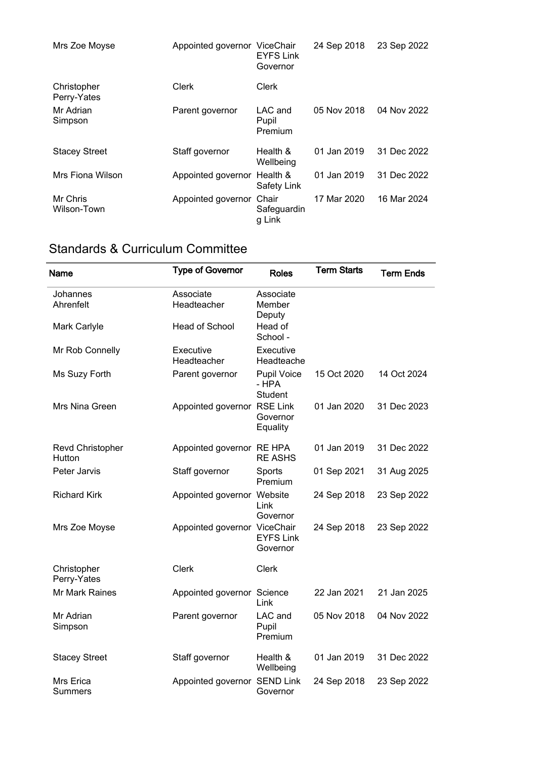| Mrs Zoe Moyse | Appointed governor | ViceChair EYFS Link Governor | 24 Sep 2018 | 23 Sep 2022 |
|---|---|---|---|---|
| Christopher Perry-Yates | Clerk | Clerk | | |
| Mr Adrian Simpson | Parent governor | LAC and Pupil Premium | 05 Nov 2018 | 04 Nov 2022 |
| Stacey Street | Staff governor | Health & Wellbeing | 01 Jan 2019 | 31 Dec 2022 |
| Mrs Fiona Wilson | Appointed governor | Health & Safety Link | 01 Jan 2019 | 31 Dec 2022 |
| Mr Chris Wilson-Town | Appointed governor | Chair Safeguarding Link | 17 Mar 2020 | 16 Mar 2024 |

## Standards & Curriculum Committee

| Name | Type of Governor | Roles | Term Starts | Term Ends |
|---|---|---|---|---|
| Johannes Ahrenfelt | Associate Headteacher | Associate Member Deputy | | |
| Mark Carlyle | Head of School | Head of School - | | |
| Mr Rob Connelly | Executive Headteacher | Executive Headteache | | |
| Ms Suzy Forth | Parent governor | Pupil Voice - HPA Student | 15 Oct 2020 | 14 Oct 2024 |
| Mrs Nina Green | Appointed governor | RSE Link Governor Equality | 01 Jan 2020 | 31 Dec 2023 |
| Revd Christopher Hutton | Appointed governor | RE HPA RE ASHS | 01 Jan 2019 | 31 Dec 2022 |
| Peter Jarvis | Staff governor | Sports Premium | 01 Sep 2021 | 31 Aug 2025 |
| Richard Kirk | Appointed governor | Website Link Governor | 24 Sep 2018 | 23 Sep 2022 |
| Mrs Zoe Moyse | Appointed governor | ViceChair EYFS Link Governor | 24 Sep 2018 | 23 Sep 2022 |
| Christopher Perry-Yates | Clerk | Clerk | | |
| Mr Mark Raines | Appointed governor | Science Link | 22 Jan 2021 | 21 Jan 2025 |
| Mr Adrian Simpson | Parent governor | LAC and Pupil Premium | 05 Nov 2018 | 04 Nov 2022 |
| Stacey Street | Staff governor | Health & Wellbeing | 01 Jan 2019 | 31 Dec 2022 |
| Mrs Erica Summers | Appointed governor | SEND Link Governor | 24 Sep 2018 | 23 Sep 2022 |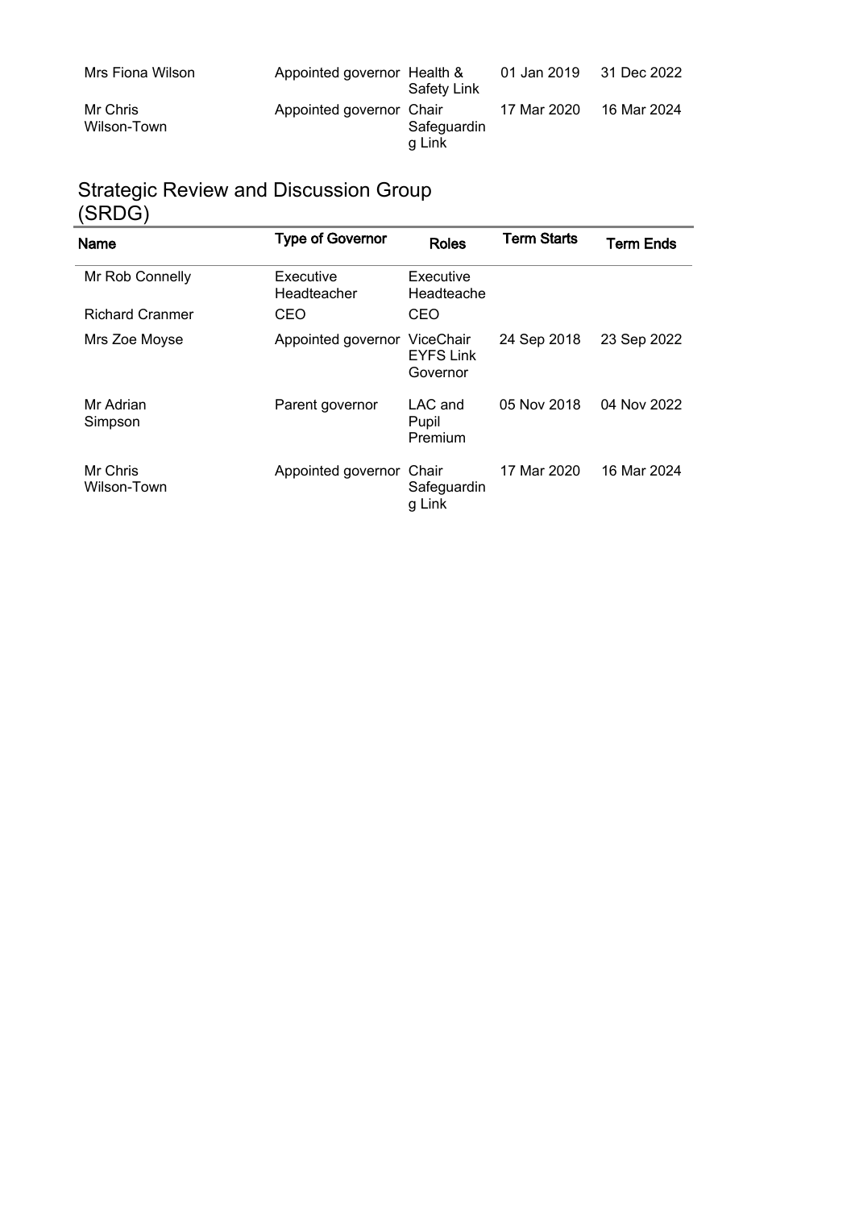| | | | | |
|---|---|---|---|---|
| Mrs Fiona Wilson | Appointed governor | Health & Safety Link | 01 Jan 2019 | 31 Dec 2022 |
| Mr Chris Wilson-Town | Appointed governor | Chair Safeguarding Link | 17 Mar 2020 | 16 Mar 2024 |

## Strategic Review and Discussion Group (SRDG)

| Name | Type of Governor | Roles | Term Starts | Term Ends |
|---|---|---|---|---|
| Mr Rob Connelly | Executive Headteacher | Executive Headteache | | |
| Richard Cranmer | CEO | CEO | | |
| Mrs Zoe Moyse | Appointed governor | ViceChair EYFS Link Governor | 24 Sep 2018 | 23 Sep 2022 |
| Mr Adrian Simpson | Parent governor | LAC and Pupil Premium | 05 Nov 2018 | 04 Nov 2022 |
| Mr Chris Wilson-Town | Appointed governor | Chair Safeguarding Link | 17 Mar 2020 | 16 Mar 2024 |